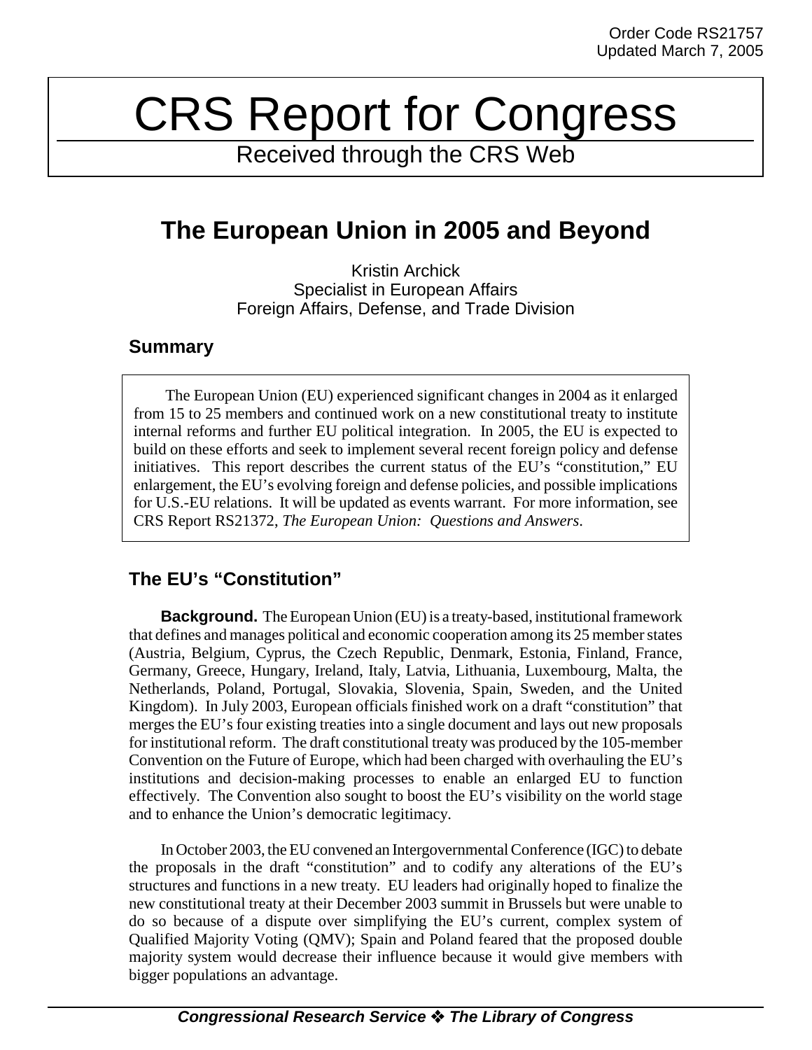Order Code RS21757
Updated March 7, 2005

# CRS Report for Congress

Received through the CRS Web

## The European Union in 2005 and Beyond

Kristin Archick
Specialist in European Affairs
Foreign Affairs, Defense, and Trade Division

### Summary

The European Union (EU) experienced significant changes in 2004 as it enlarged from 15 to 25 members and continued work on a new constitutional treaty to institute internal reforms and further EU political integration. In 2005, the EU is expected to build on these efforts and seek to implement several recent foreign policy and defense initiatives. This report describes the current status of the EU's "constitution," EU enlargement, the EU's evolving foreign and defense policies, and possible implications for U.S.-EU relations. It will be updated as events warrant. For more information, see CRS Report RS21372, *The European Union: Questions and Answers*.

### The EU's "Constitution"

**Background.** The European Union (EU) is a treaty-based, institutional framework that defines and manages political and economic cooperation among its 25 member states (Austria, Belgium, Cyprus, the Czech Republic, Denmark, Estonia, Finland, France, Germany, Greece, Hungary, Ireland, Italy, Latvia, Lithuania, Luxembourg, Malta, the Netherlands, Poland, Portugal, Slovakia, Slovenia, Spain, Sweden, and the United Kingdom). In July 2003, European officials finished work on a draft "constitution" that merges the EU's four existing treaties into a single document and lays out new proposals for institutional reform. The draft constitutional treaty was produced by the 105-member Convention on the Future of Europe, which had been charged with overhauling the EU's institutions and decision-making processes to enable an enlarged EU to function effectively. The Convention also sought to boost the EU's visibility on the world stage and to enhance the Union's democratic legitimacy.

In October 2003, the EU convened an Intergovernmental Conference (IGC) to debate the proposals in the draft "constitution" and to codify any alterations of the EU's structures and functions in a new treaty. EU leaders had originally hoped to finalize the new constitutional treaty at their December 2003 summit in Brussels but were unable to do so because of a dispute over simplifying the EU's current, complex system of Qualified Majority Voting (QMV); Spain and Poland feared that the proposed double majority system would decrease their influence because it would give members with bigger populations an advantage.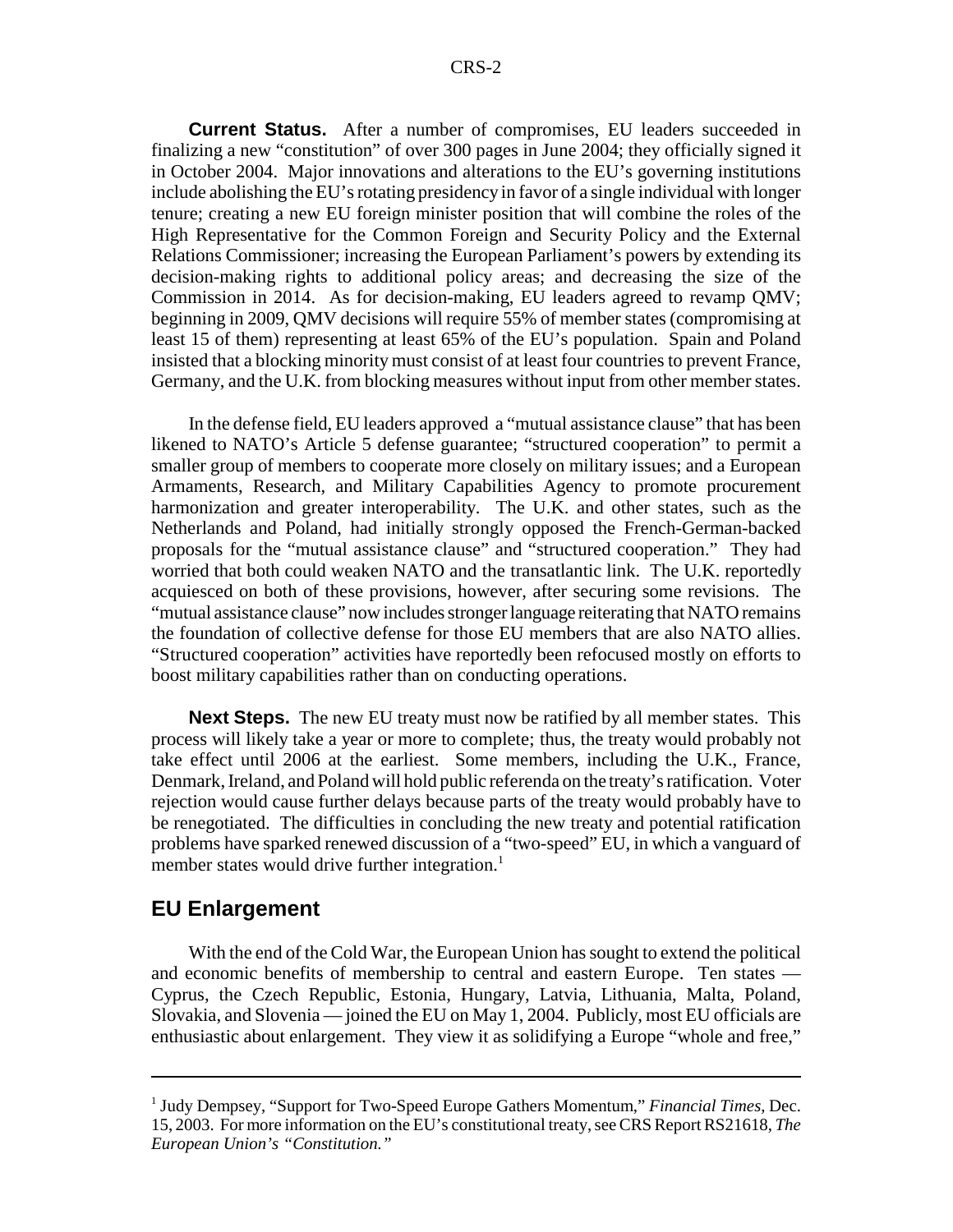**Current Status.** After a number of compromises, EU leaders succeeded in finalizing a new "constitution" of over 300 pages in June 2004; they officially signed it in October 2004. Major innovations and alterations to the EU's governing institutions include abolishing the EU's rotating presidency in favor of a single individual with longer tenure; creating a new EU foreign minister position that will combine the roles of the High Representative for the Common Foreign and Security Policy and the External Relations Commissioner; increasing the European Parliament's powers by extending its decision-making rights to additional policy areas; and decreasing the size of the Commission in 2014. As for decision-making, EU leaders agreed to revamp QMV; beginning in 2009, QMV decisions will require 55% of member states (compromising at least 15 of them) representing at least 65% of the EU's population. Spain and Poland insisted that a blocking minority must consist of at least four countries to prevent France, Germany, and the U.K. from blocking measures without input from other member states.

In the defense field, EU leaders approved a "mutual assistance clause" that has been likened to NATO's Article 5 defense guarantee; "structured cooperation" to permit a smaller group of members to cooperate more closely on military issues; and a European Armaments, Research, and Military Capabilities Agency to promote procurement harmonization and greater interoperability. The U.K. and other states, such as the Netherlands and Poland, had initially strongly opposed the French-German-backed proposals for the "mutual assistance clause" and "structured cooperation." They had worried that both could weaken NATO and the transatlantic link. The U.K. reportedly acquiesced on both of these provisions, however, after securing some revisions. The "mutual assistance clause" now includes stronger language reiterating that NATO remains the foundation of collective defense for those EU members that are also NATO allies. "Structured cooperation" activities have reportedly been refocused mostly on efforts to boost military capabilities rather than on conducting operations.

**Next Steps.** The new EU treaty must now be ratified by all member states. This process will likely take a year or more to complete; thus, the treaty would probably not take effect until 2006 at the earliest. Some members, including the U.K., France, Denmark, Ireland, and Poland will hold public referenda on the treaty's ratification. Voter rejection would cause further delays because parts of the treaty would probably have to be renegotiated. The difficulties in concluding the new treaty and potential ratification problems have sparked renewed discussion of a "two-speed" EU, in which a vanguard of member states would drive further integration.[1]

## EU Enlargement

With the end of the Cold War, the European Union has sought to extend the political and economic benefits of membership to central and eastern Europe. Ten states — Cyprus, the Czech Republic, Estonia, Hungary, Latvia, Lithuania, Malta, Poland, Slovakia, and Slovenia — joined the EU on May 1, 2004. Publicly, most EU officials are enthusiastic about enlargement. They view it as solidifying a Europe "whole and free,"

---

[1] Judy Dempsey, "Support for Two-Speed Europe Gathers Momentum," *Financial Times*, Dec. 15, 2003. For more information on the EU's constitutional treaty, see CRS Report RS21618, *The European Union's "Constitution."*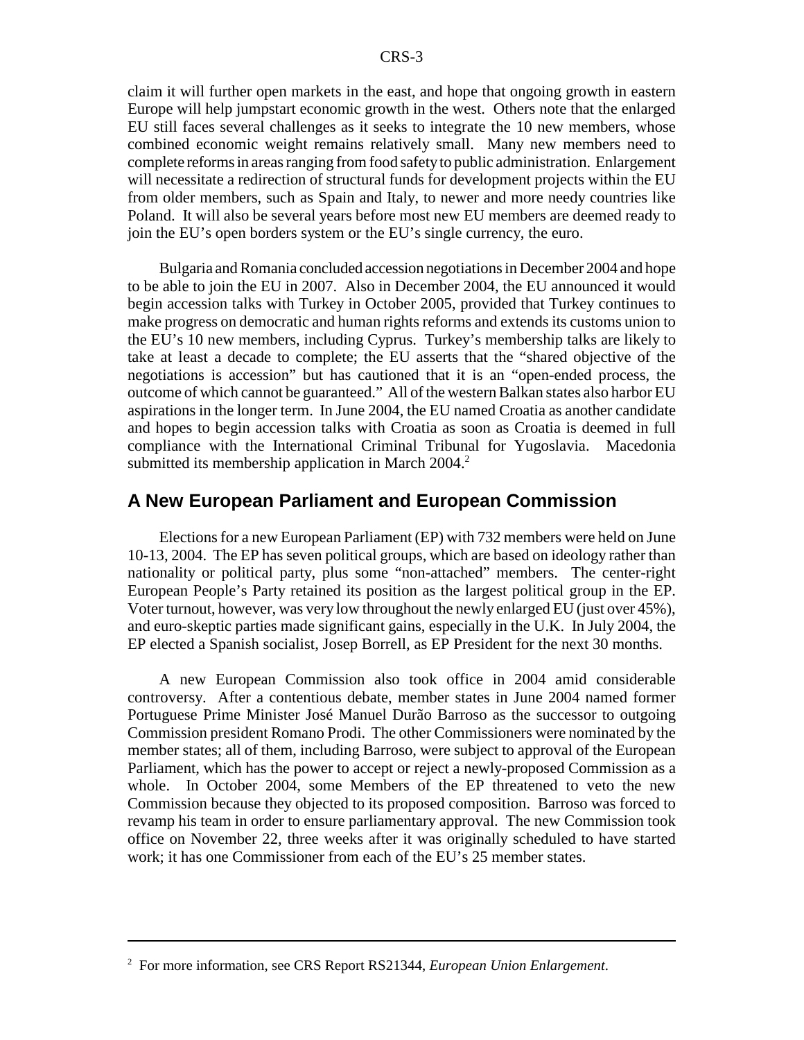claim it will further open markets in the east, and hope that ongoing growth in eastern Europe will help jumpstart economic growth in the west. Others note that the enlarged EU still faces several challenges as it seeks to integrate the 10 new members, whose combined economic weight remains relatively small. Many new members need to complete reforms in areas ranging from food safety to public administration. Enlargement will necessitate a redirection of structural funds for development projects within the EU from older members, such as Spain and Italy, to newer and more needy countries like Poland. It will also be several years before most new EU members are deemed ready to join the EU's open borders system or the EU's single currency, the euro.

Bulgaria and Romania concluded accession negotiations in December 2004 and hope to be able to join the EU in 2007. Also in December 2004, the EU announced it would begin accession talks with Turkey in October 2005, provided that Turkey continues to make progress on democratic and human rights reforms and extends its customs union to the EU's 10 new members, including Cyprus. Turkey's membership talks are likely to take at least a decade to complete; the EU asserts that the "shared objective of the negotiations is accession" but has cautioned that it is an "open-ended process, the outcome of which cannot be guaranteed." All of the western Balkan states also harbor EU aspirations in the longer term. In June 2004, the EU named Croatia as another candidate and hopes to begin accession talks with Croatia as soon as Croatia is deemed in full compliance with the International Criminal Tribunal for Yugoslavia. Macedonia submitted its membership application in March 2004.[2]

## A New European Parliament and European Commission

Elections for a new European Parliament (EP) with 732 members were held on June 10-13, 2004. The EP has seven political groups, which are based on ideology rather than nationality or political party, plus some "non-attached" members. The center-right European People's Party retained its position as the largest political group in the EP. Voter turnout, however, was very low throughout the newly enlarged EU (just over 45%), and euro-skeptic parties made significant gains, especially in the U.K. In July 2004, the EP elected a Spanish socialist, Josep Borrell, as EP President for the next 30 months.

A new European Commission also took office in 2004 amid considerable controversy. After a contentious debate, member states in June 2004 named former Portuguese Prime Minister José Manuel Durão Barroso as the successor to outgoing Commission president Romano Prodi. The other Commissioners were nominated by the member states; all of them, including Barroso, were subject to approval of the European Parliament, which has the power to accept or reject a newly-proposed Commission as a whole. In October 2004, some Members of the EP threatened to veto the new Commission because they objected to its proposed composition. Barroso was forced to revamp his team in order to ensure parliamentary approval. The new Commission took office on November 22, three weeks after it was originally scheduled to have started work; it has one Commissioner from each of the EU's 25 member states.

---

[2] For more information, see CRS Report RS21344, *European Union Enlargement*.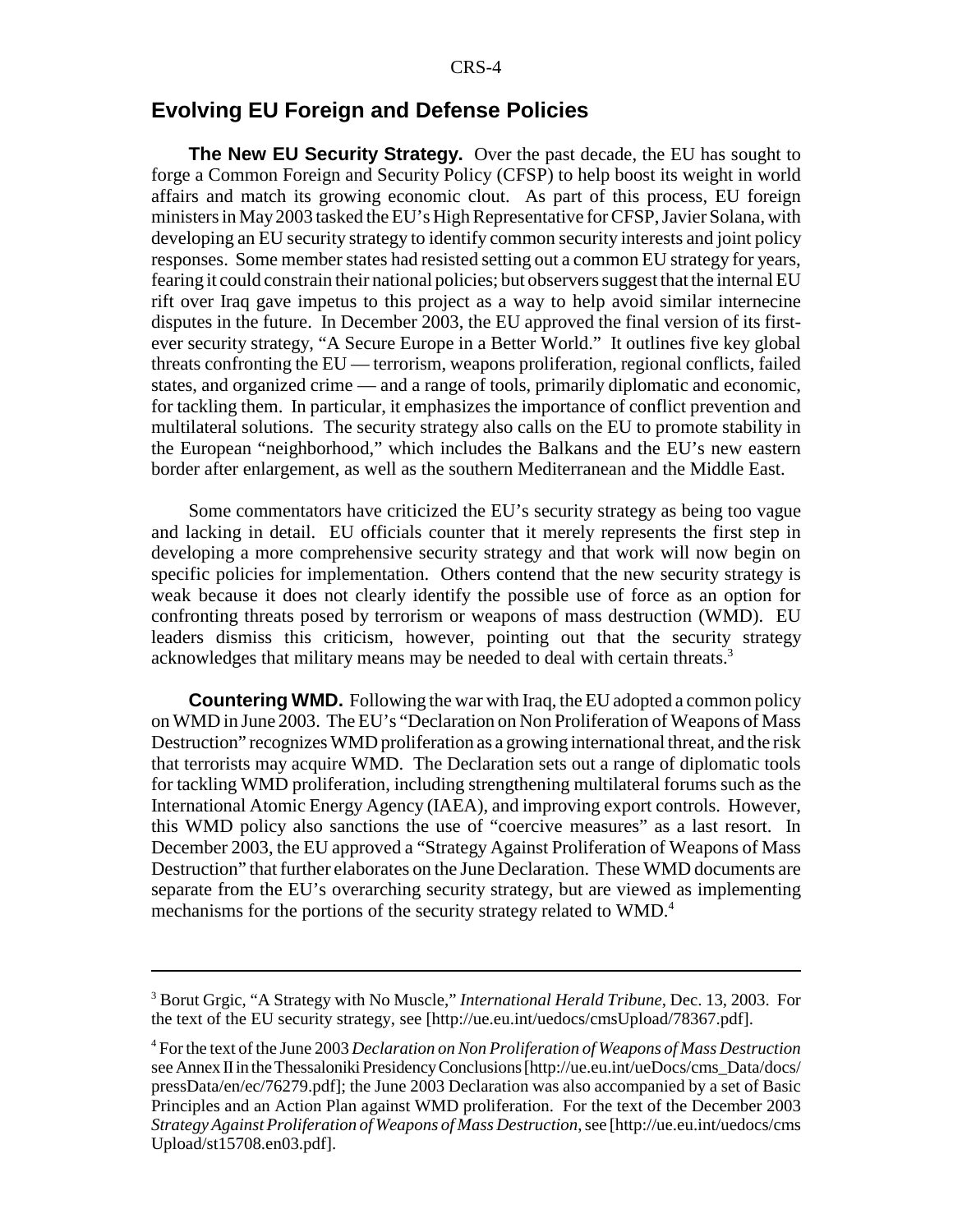## Evolving EU Foreign and Defense Policies

**The New EU Security Strategy.** Over the past decade, the EU has sought to forge a Common Foreign and Security Policy (CFSP) to help boost its weight in world affairs and match its growing economic clout. As part of this process, EU foreign ministers in May 2003 tasked the EU's High Representative for CFSP, Javier Solana, with developing an EU security strategy to identify common security interests and joint policy responses. Some member states had resisted setting out a common EU strategy for years, fearing it could constrain their national policies; but observers suggest that the internal EU rift over Iraq gave impetus to this project as a way to help avoid similar internecine disputes in the future. In December 2003, the EU approved the final version of its first-ever security strategy, "A Secure Europe in a Better World." It outlines five key global threats confronting the EU — terrorism, weapons proliferation, regional conflicts, failed states, and organized crime — and a range of tools, primarily diplomatic and economic, for tackling them. In particular, it emphasizes the importance of conflict prevention and multilateral solutions. The security strategy also calls on the EU to promote stability in the European "neighborhood," which includes the Balkans and the EU's new eastern border after enlargement, as well as the southern Mediterranean and the Middle East.

Some commentators have criticized the EU's security strategy as being too vague and lacking in detail. EU officials counter that it merely represents the first step in developing a more comprehensive security strategy and that work will now begin on specific policies for implementation. Others contend that the new security strategy is weak because it does not clearly identify the possible use of force as an option for confronting threats posed by terrorism or weapons of mass destruction (WMD). EU leaders dismiss this criticism, however, pointing out that the security strategy acknowledges that military means may be needed to deal with certain threats.[3]

**Countering WMD.** Following the war with Iraq, the EU adopted a common policy on WMD in June 2003. The EU's "Declaration on Non Proliferation of Weapons of Mass Destruction" recognizes WMD proliferation as a growing international threat, and the risk that terrorists may acquire WMD. The Declaration sets out a range of diplomatic tools for tackling WMD proliferation, including strengthening multilateral forums such as the International Atomic Energy Agency (IAEA), and improving export controls. However, this WMD policy also sanctions the use of "coercive measures" as a last resort. In December 2003, the EU approved a "Strategy Against Proliferation of Weapons of Mass Destruction" that further elaborates on the June Declaration. These WMD documents are separate from the EU's overarching security strategy, but are viewed as implementing mechanisms for the portions of the security strategy related to WMD.[4]

---

[3] Borut Grgic, "A Strategy with No Muscle," *International Herald Tribune*, Dec. 13, 2003. For the text of the EU security strategy, see [http://ue.eu.int/uedocs/cmsUpload/78367.pdf].

[4] For the text of the June 2003 *Declaration on Non Proliferation of Weapons of Mass Destruction* see Annex II in the Thessaloniki Presidency Conclusions [http://ue.eu.int/ueDocs/cms_Data/docs/pressData/en/ec/76279.pdf]; the June 2003 Declaration was also accompanied by a set of Basic Principles and an Action Plan against WMD proliferation. For the text of the December 2003 *Strategy Against Proliferation of Weapons of Mass Destruction*, see [http://ue.eu.int/uedocs/cmsUpload/st15708.en03.pdf].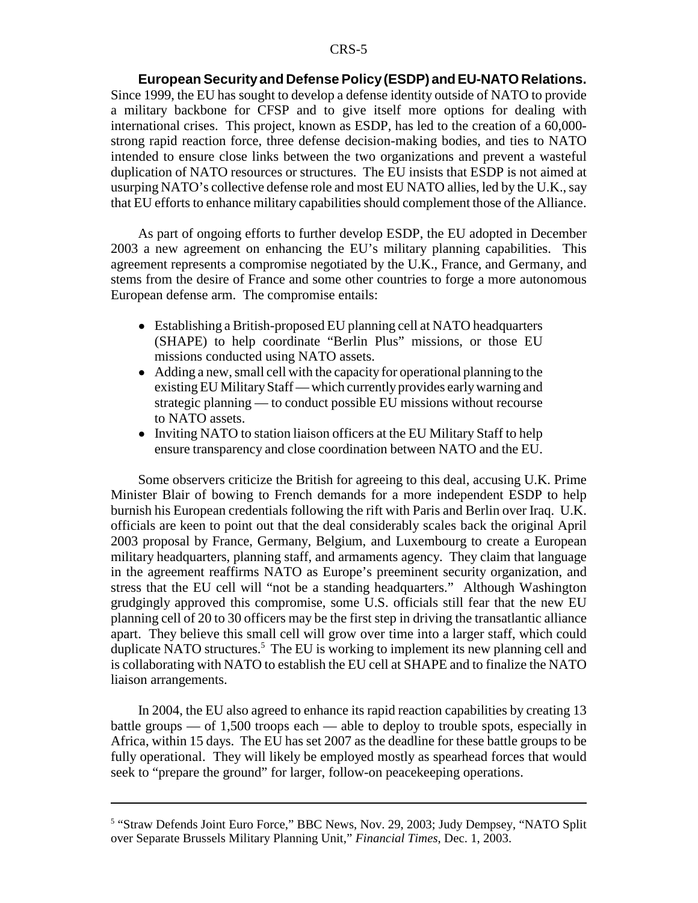**European Security and Defense Policy (ESDP) and EU-NATO Relations.** Since 1999, the EU has sought to develop a defense identity outside of NATO to provide a military backbone for CFSP and to give itself more options for dealing with international crises. This project, known as ESDP, has led to the creation of a 60,000-strong rapid reaction force, three defense decision-making bodies, and ties to NATO intended to ensure close links between the two organizations and prevent a wasteful duplication of NATO resources or structures. The EU insists that ESDP is not aimed at usurping NATO's collective defense role and most EU NATO allies, led by the U.K., say that EU efforts to enhance military capabilities should complement those of the Alliance.

As part of ongoing efforts to further develop ESDP, the EU adopted in December 2003 a new agreement on enhancing the EU's military planning capabilities. This agreement represents a compromise negotiated by the U.K., France, and Germany, and stems from the desire of France and some other countries to forge a more autonomous European defense arm. The compromise entails:

- Establishing a British-proposed EU planning cell at NATO headquarters (SHAPE) to help coordinate "Berlin Plus" missions, or those EU missions conducted using NATO assets.
- Adding a new, small cell with the capacity for operational planning to the existing EU Military Staff — which currently provides early warning and strategic planning — to conduct possible EU missions without recourse to NATO assets.
- Inviting NATO to station liaison officers at the EU Military Staff to help ensure transparency and close coordination between NATO and the EU.

Some observers criticize the British for agreeing to this deal, accusing U.K. Prime Minister Blair of bowing to French demands for a more independent ESDP to help burnish his European credentials following the rift with Paris and Berlin over Iraq. U.K. officials are keen to point out that the deal considerably scales back the original April 2003 proposal by France, Germany, Belgium, and Luxembourg to create a European military headquarters, planning staff, and armaments agency. They claim that language in the agreement reaffirms NATO as Europe's preeminent security organization, and stress that the EU cell will "not be a standing headquarters." Although Washington grudgingly approved this compromise, some U.S. officials still fear that the new EU planning cell of 20 to 30 officers may be the first step in driving the transatlantic alliance apart. They believe this small cell will grow over time into a larger staff, which could duplicate NATO structures.[5] The EU is working to implement its new planning cell and is collaborating with NATO to establish the EU cell at SHAPE and to finalize the NATO liaison arrangements.

In 2004, the EU also agreed to enhance its rapid reaction capabilities by creating 13 battle groups — of 1,500 troops each — able to deploy to trouble spots, especially in Africa, within 15 days. The EU has set 2007 as the deadline for these battle groups to be fully operational. They will likely be employed mostly as spearhead forces that would seek to "prepare the ground" for larger, follow-on peacekeeping operations.

---

[5] "Straw Defends Joint Euro Force," BBC News, Nov. 29, 2003; Judy Dempsey, "NATO Split over Separate Brussels Military Planning Unit," *Financial Times*, Dec. 1, 2003.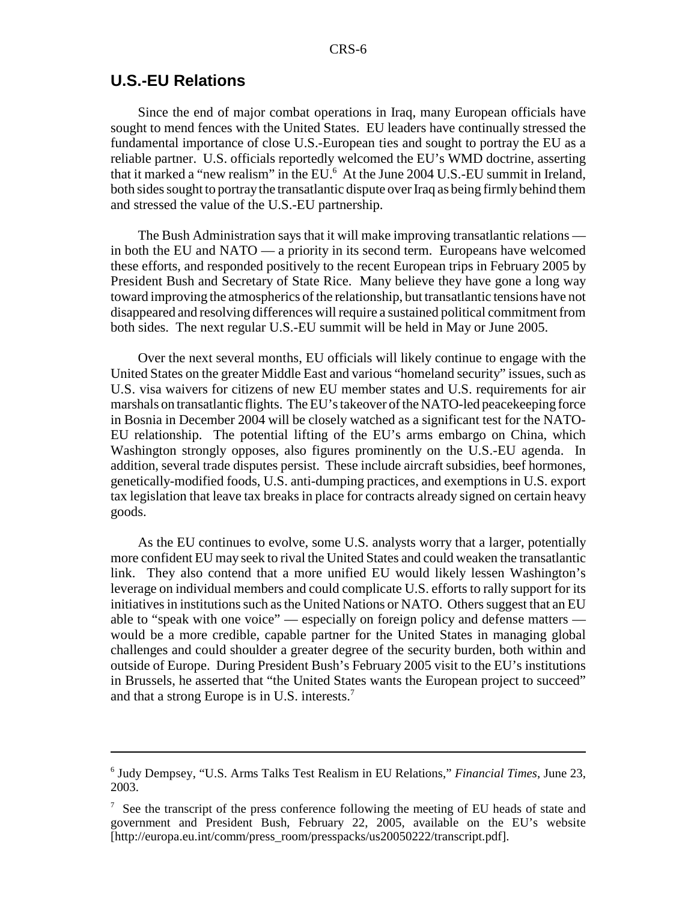## U.S.-EU Relations

Since the end of major combat operations in Iraq, many European officials have sought to mend fences with the United States. EU leaders have continually stressed the fundamental importance of close U.S.-European ties and sought to portray the EU as a reliable partner. U.S. officials reportedly welcomed the EU's WMD doctrine, asserting that it marked a "new realism" in the EU.[6] At the June 2004 U.S.-EU summit in Ireland, both sides sought to portray the transatlantic dispute over Iraq as being firmly behind them and stressed the value of the U.S.-EU partnership.

The Bush Administration says that it will make improving transatlantic relations — in both the EU and NATO — a priority in its second term. Europeans have welcomed these efforts, and responded positively to the recent European trips in February 2005 by President Bush and Secretary of State Rice. Many believe they have gone a long way toward improving the atmospherics of the relationship, but transatlantic tensions have not disappeared and resolving differences will require a sustained political commitment from both sides. The next regular U.S.-EU summit will be held in May or June 2005.

Over the next several months, EU officials will likely continue to engage with the United States on the greater Middle East and various "homeland security" issues, such as U.S. visa waivers for citizens of new EU member states and U.S. requirements for air marshals on transatlantic flights. The EU's takeover of the NATO-led peacekeeping force in Bosnia in December 2004 will be closely watched as a significant test for the NATO-EU relationship. The potential lifting of the EU's arms embargo on China, which Washington strongly opposes, also figures prominently on the U.S.-EU agenda. In addition, several trade disputes persist. These include aircraft subsidies, beef hormones, genetically-modified foods, U.S. anti-dumping practices, and exemptions in U.S. export tax legislation that leave tax breaks in place for contracts already signed on certain heavy goods.

As the EU continues to evolve, some U.S. analysts worry that a larger, potentially more confident EU may seek to rival the United States and could weaken the transatlantic link. They also contend that a more unified EU would likely lessen Washington's leverage on individual members and could complicate U.S. efforts to rally support for its initiatives in institutions such as the United Nations or NATO. Others suggest that an EU able to "speak with one voice" — especially on foreign policy and defense matters — would be a more credible, capable partner for the United States in managing global challenges and could shoulder a greater degree of the security burden, both within and outside of Europe. During President Bush's February 2005 visit to the EU's institutions in Brussels, he asserted that "the United States wants the European project to succeed" and that a strong Europe is in U.S. interests.[7]

---

[6] Judy Dempsey, "U.S. Arms Talks Test Realism in EU Relations," *Financial Times*, June 23, 2003.

[7] See the transcript of the press conference following the meeting of EU heads of state and government and President Bush, February 22, 2005, available on the EU's website [http://europa.eu.int/comm/press_room/presspacks/us20050222/transcript.pdf].